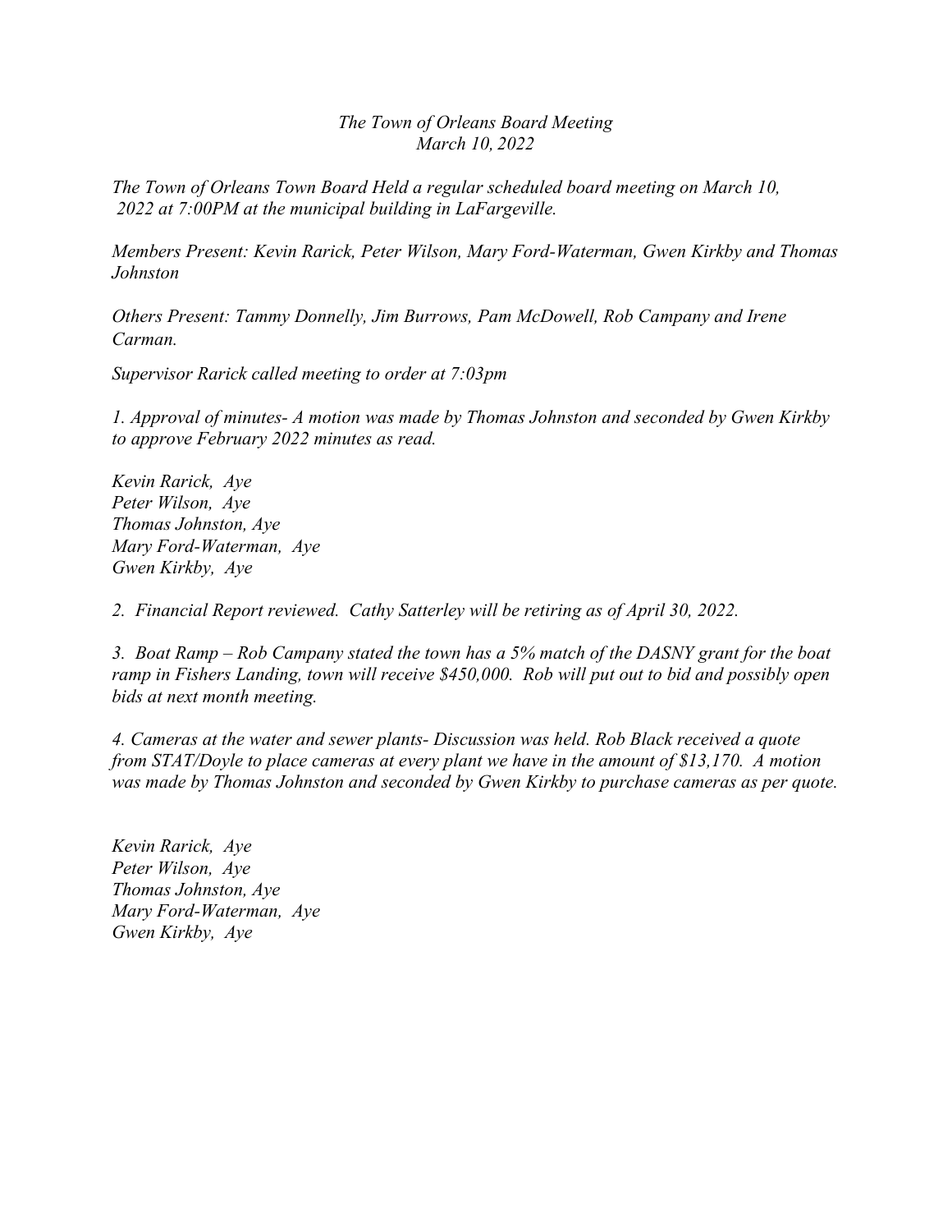*The Town of Orleans Board Meeting*
*March 10, 2022*

*The Town of Orleans Town Board Held a regular scheduled board meeting on March 10, 2022 at 7:00PM at the municipal building in LaFargeville.*

*Members Present: Kevin Rarick, Peter Wilson, Mary Ford-Waterman, Gwen Kirkby and Thomas Johnston*

*Others Present: Tammy Donnelly, Jim Burrows, Pam McDowell, Rob Campany and Irene Carman.*

*Supervisor Rarick called meeting to order at 7:03pm*

*1. Approval of minutes- A motion was made by Thomas Johnston and seconded by Gwen Kirkby to approve February 2022 minutes as read.*

*Kevin Rarick, Aye*
*Peter Wilson, Aye*
*Thomas Johnston, Aye*
*Mary Ford-Waterman, Aye*
*Gwen Kirkby, Aye*

*2. Financial Report reviewed. Cathy Satterley will be retiring as of April 30, 2022.*

*3. Boat Ramp – Rob Campany stated the town has a 5% match of the DASNY grant for the boat ramp in Fishers Landing, town will receive $450,000. Rob will put out to bid and possibly open bids at next month meeting.*

*4. Cameras at the water and sewer plants- Discussion was held. Rob Black received a quote from STAT/Doyle to place cameras at every plant we have in the amount of $13,170. A motion was made by Thomas Johnston and seconded by Gwen Kirkby to purchase cameras as per quote.*

*Kevin Rarick, Aye*
*Peter Wilson, Aye*
*Thomas Johnston, Aye*
*Mary Ford-Waterman, Aye*
*Gwen Kirkby, Aye*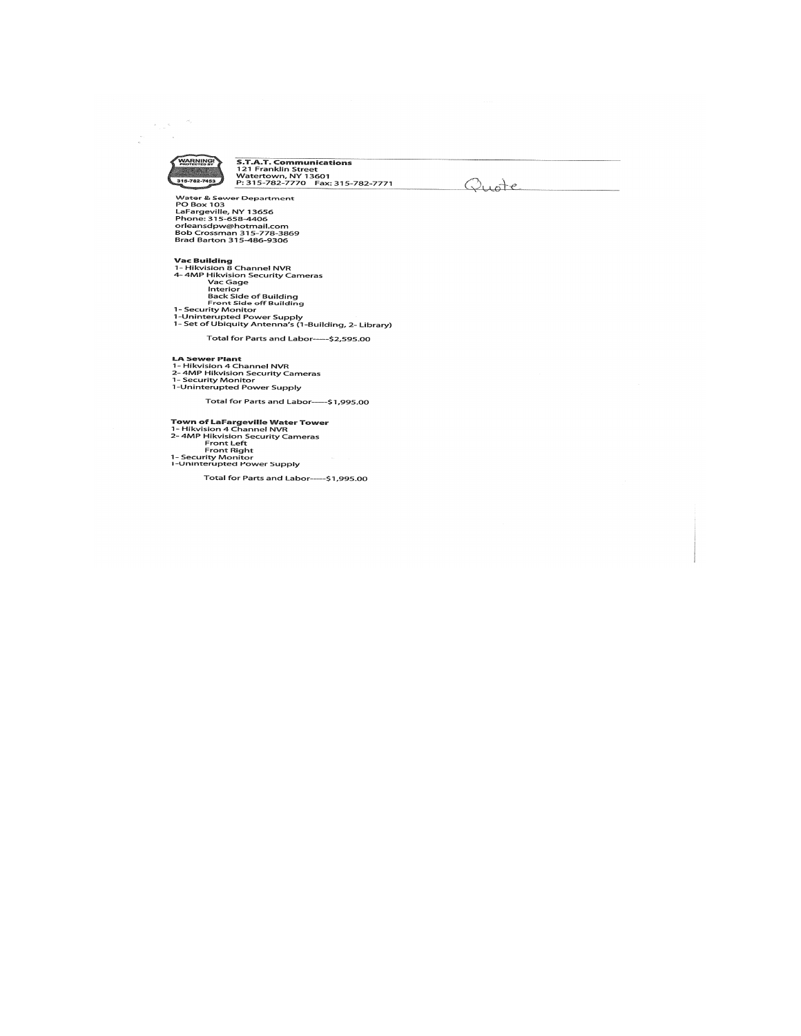**S.T.A.T. Communications**
121 Franklin Street
Watertown, NY 13601
P: 315-782-7770 Fax: 315-782-7771

Quote

Water & Sewer Department
PO Box 103
LaFargeville, NY 13656
Phone: 315-658-4406
orleansdpw@hotmail.com
Bob Crossman 315-778-3869
Brad Barton 315-486-9306

**Vac Building**
1- Hikvision 8 Channel NVR
4- 4MP Hikvision Security Cameras
- Vac Gage
- Interior
- Back Side of Building
- Front Side off Building

1- Security Monitor
1-Uninterupted Power Supply
1- Set of Ubiquity Antenna's (1-Building, 2- Library)

Total for Parts and Labor-----$2,595.00

**LA Sewer Plant**
1- Hikvision 4 Channel NVR
2- 4MP Hikvision Security Cameras
1- Security Monitor
1-Uninterupted Power Supply

Total for Parts and Labor-----$1,995.00

**Town of LaFargeville Water Tower**
1- Hikvision 4 Channel NVR
2- 4MP Hikvision Security Cameras
- Front Left
- Front Right

1- Security Monitor
1-Uninterupted Power Supply

Total for Parts and Labor-----$1,995.00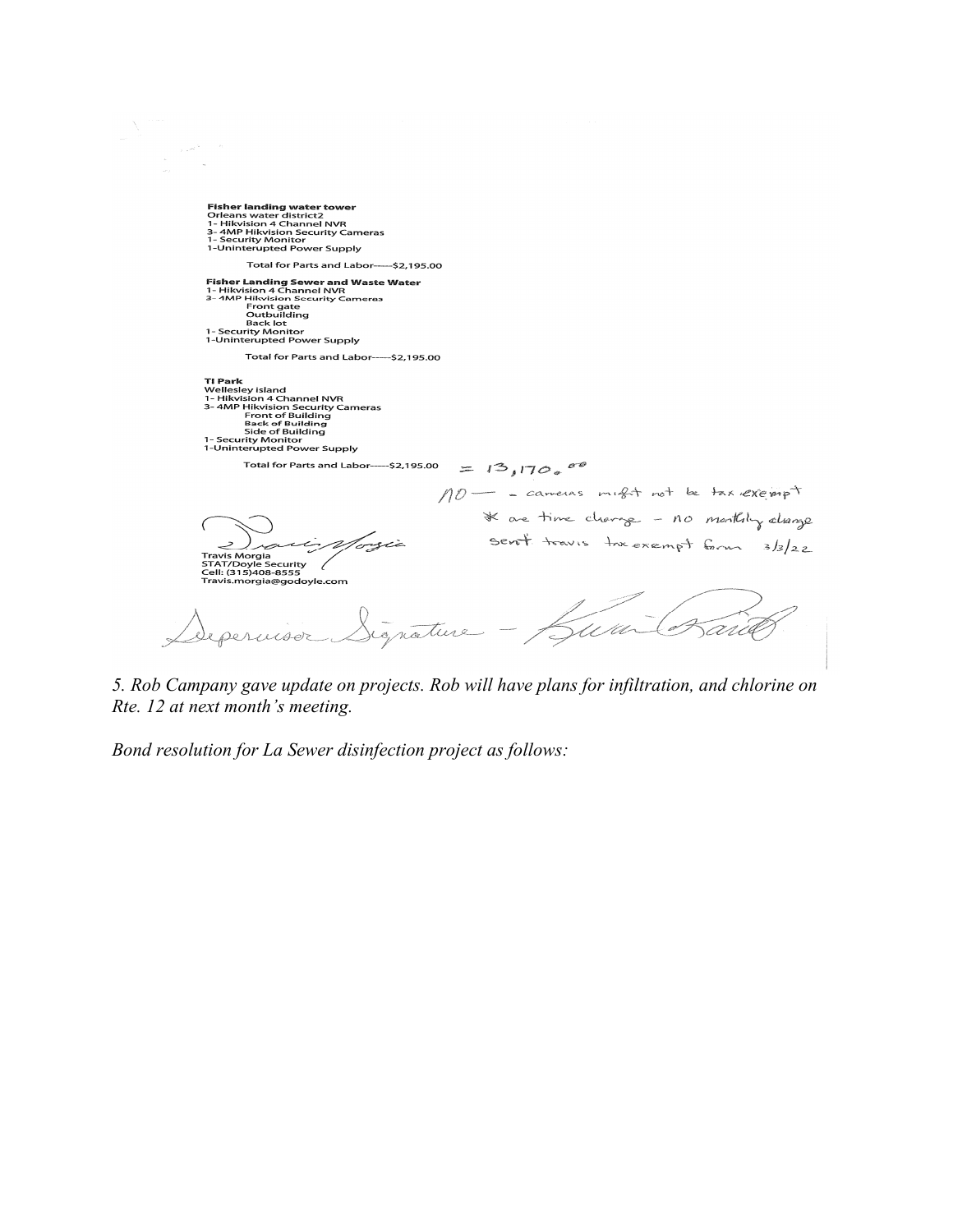**Fisher landing water tower**
Orleans water district2
1- Hikvision 4 Channel NVR
3- 4MP Hikvision Security Cameras
1- Security Monitor
1-Uninterupted Power Supply

Total for Parts and Labor------$2,195.00

**Fisher Landing Sewer and Waste Water**
1- Hikvision 4 Channel NVR
3- 4MP Hikvision Security Cameras
Front gate
Outbuilding
Back lot
1- Security Monitor
1-Uninterupted Power Supply

Total for Parts and Labor------$2,195.00

**TI Park**
Wellesley island
1- Hikvision 4 Channel NVR
3- 4MP Hikvision Security Cameras
Front of Building
Back of Building
Side of Building
1- Security Monitor
1-Uninterupted Power Supply

Total for Parts and Labor------$2,195.00 = 13,170.00

NO — - cameras might not be tax exempt
* one time charge - no monthly charge
sent travis tax exempt form 3/3/22

Travis Morgia
STAT/Doyle Security
Cell: (315)408-8555
Travis.morgia@godoyle.com

Supervisor Signature -

*5. Rob Campany gave update on projects. Rob will have plans for infiltration, and chlorine on Rte. 12 at next month's meeting.*

*Bond resolution for La Sewer disinfection project as follows:*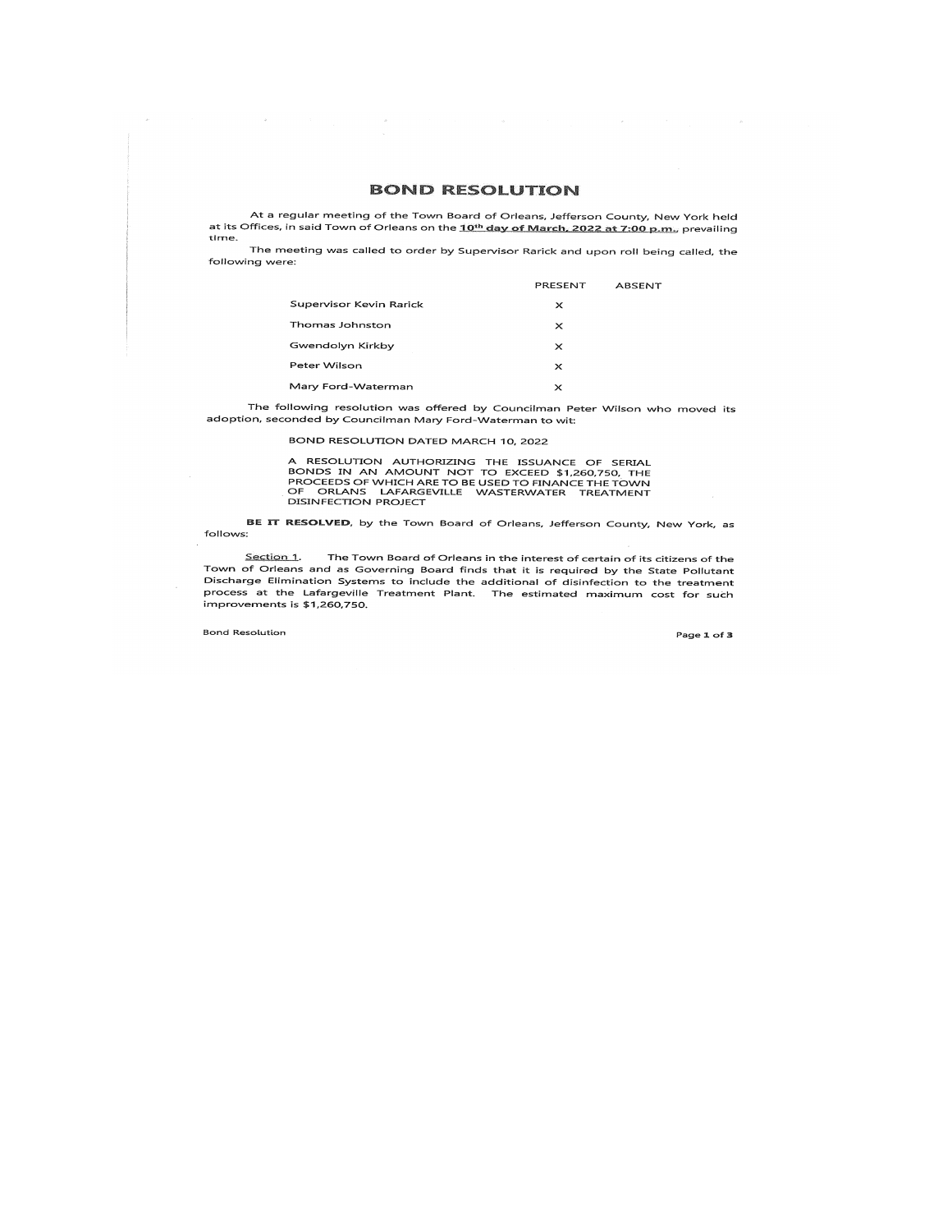# BOND RESOLUTION

At a regular meeting of the Town Board of Orleans, Jefferson County, New York held at its Offices, in said Town of Orleans on the **10th day of March, 2022 at 7:00 p.m.**, prevailing time.

The meeting was called to order by Supervisor Rarick and upon roll being called, the following were:

| | PRESENT | ABSENT |
|---|---|---|
| Supervisor Kevin Rarick | x | |
| Thomas Johnston | x | |
| Gwendolyn Kirkby | x | |
| Peter Wilson | x | |
| Mary Ford-Waterman | x | |

The following resolution was offered by Councilman Peter Wilson who moved its adoption, seconded by Councilman Mary Ford-Waterman to wit:

BOND RESOLUTION DATED MARCH 10, 2022

A RESOLUTION AUTHORIZING THE ISSUANCE OF SERIAL BONDS IN AN AMOUNT NOT TO EXCEED $1,260,750, THE PROCEEDS OF WHICH ARE TO BE USED TO FINANCE THE TOWN OF ORLANS LAFARGEVILLE WASTERWATER TREATMENT DISINFECTION PROJECT

**BE IT RESOLVED**, by the Town Board of Orleans, Jefferson County, New York, as follows:

Section 1. The Town Board of Orleans in the interest of certain of its citizens of the Town of Orleans and as Governing Board finds that it is required by the State Pollutant Discharge Elimination Systems to include the additional of disinfection to the treatment process at the Lafargeville Treatment Plant. The estimated maximum cost for such improvements is $1,260,750.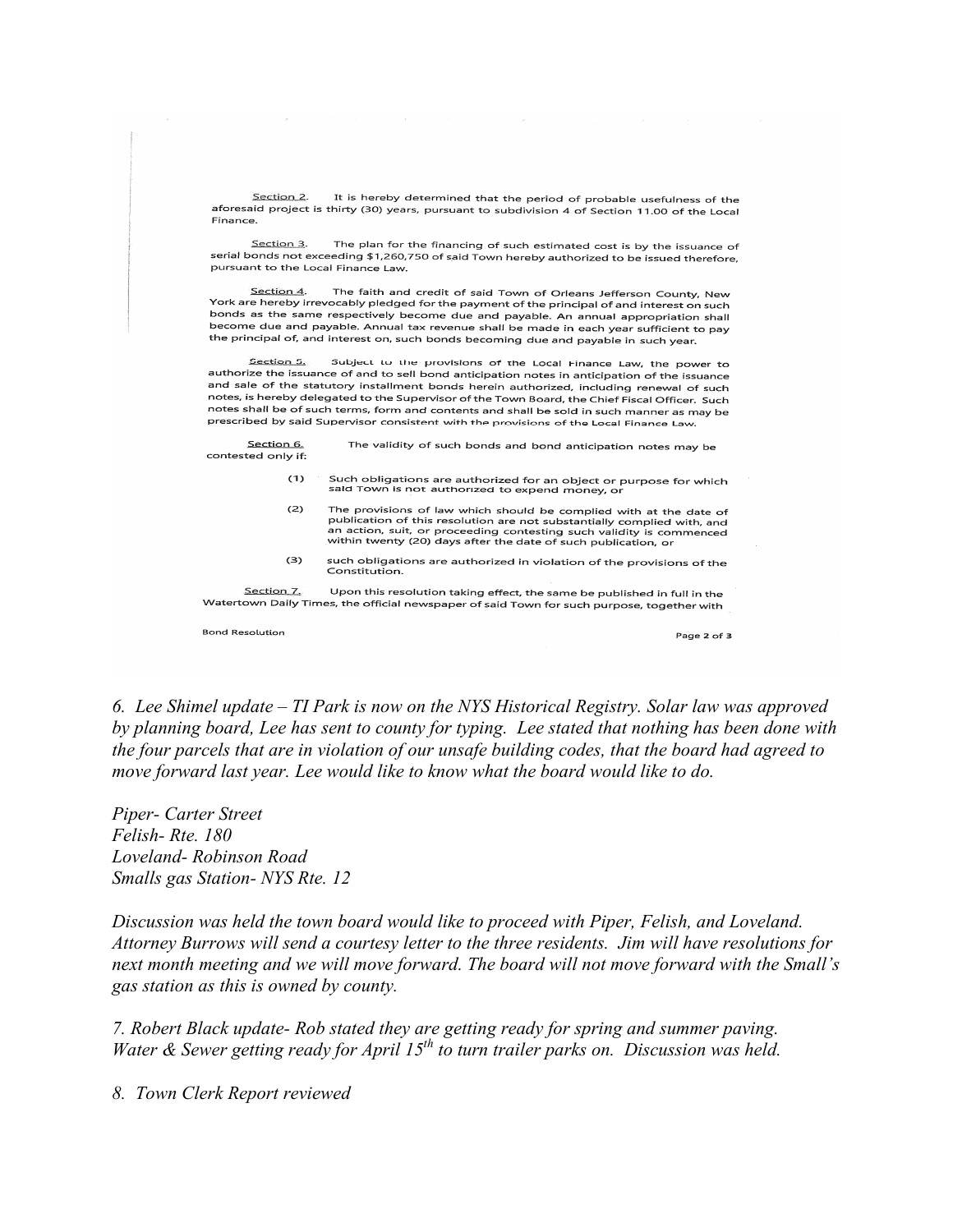Section 2. It is hereby determined that the period of probable usefulness of the aforesaid project is thirty (30) years, pursuant to subdivision 4 of Section 11.00 of the Local Finance.

Section 3. The plan for the financing of such estimated cost is by the issuance of serial bonds not exceeding $1,260,750 of said Town hereby authorized to be issued therefore, pursuant to the Local Finance Law.

Section 4. The faith and credit of said Town of Orleans Jefferson County, New York are hereby irrevocably pledged for the payment of the principal of and interest on such bonds as the same respectively become due and payable. An annual appropriation shall become due and payable. Annual tax revenue shall be made in each year sufficient to pay the principal of, and interest on, such bonds becoming due and payable in such year.

Section 5. Subject to the provisions of the Local Finance Law, the power to authorize the issuance of and to sell bond anticipation notes in anticipation of the issuance and sale of the statutory installment bonds herein authorized, including renewal of such notes, is hereby delegated to the Supervisor of the Town Board, the Chief Fiscal Officer. Such notes shall be of such terms, form and contents and shall be sold in such manner as may be prescribed by said Supervisor consistent with the provisions of the Local Finance Law.

Section 6. The validity of such bonds and bond anticipation notes may be contested only if:

(1) Such obligations are authorized for an object or purpose for which said Town is not authorized to expend money, or

(2) The provisions of law which should be complied with at the date of publication of this resolution are not substantially complied with, and an action, suit, or proceeding contesting such validity is commenced within twenty (20) days after the date of such publication, or

(3) such obligations are authorized in violation of the provisions of the Constitution.

Section 7. Upon this resolution taking effect, the same be published in full in the Watertown Daily Times, the official newspaper of said Town for such purpose, together with

Bond Resolution

*6. Lee Shimel update – TI Park is now on the NYS Historical Registry. Solar law was approved by planning board, Lee has sent to county for typing. Lee stated that nothing has been done with the four parcels that are in violation of our unsafe building codes, that the board had agreed to move forward last year. Lee would like to know what the board would like to do.*

*Piper- Carter Street*
*Felish- Rte. 180*
*Loveland- Robinson Road*
*Smalls gas Station- NYS Rte. 12*

*Discussion was held the town board would like to proceed with Piper, Felish, and Loveland. Attorney Burrows will send a courtesy letter to the three residents. Jim will have resolutions for next month meeting and we will move forward. The board will not move forward with the Small's gas station as this is owned by county.*

*7. Robert Black update- Rob stated they are getting ready for spring and summer paving. Water & Sewer getting ready for April 15th to turn trailer parks on. Discussion was held.*

*8. Town Clerk Report reviewed*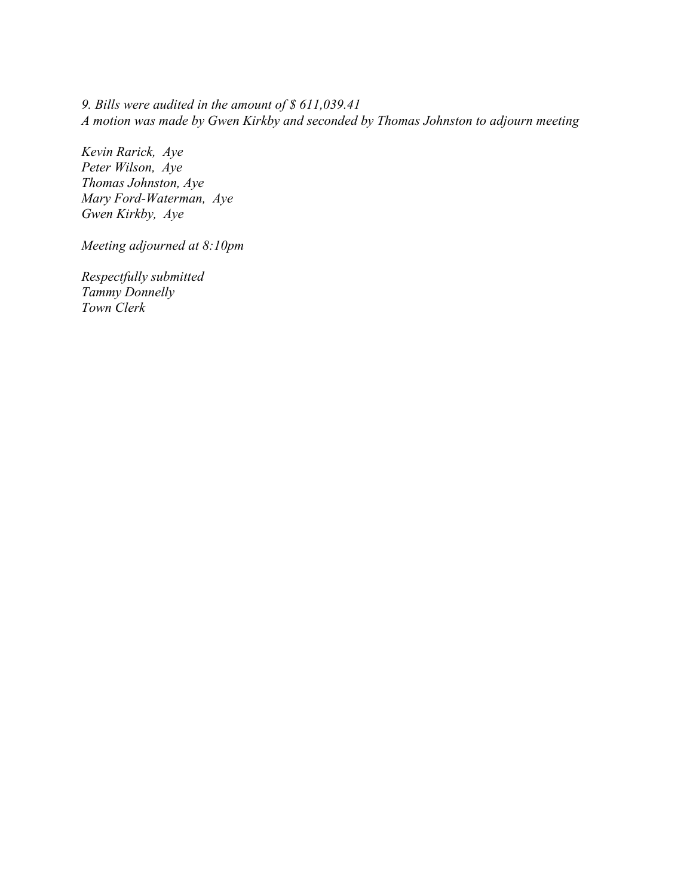*9. Bills were audited in the amount of $ 611,039.41*
*A motion was made by Gwen Kirkby and seconded by Thomas Johnston to adjourn meeting*

*Kevin Rarick, Aye*
*Peter Wilson, Aye*
*Thomas Johnston, Aye*
*Mary Ford-Waterman, Aye*
*Gwen Kirkby, Aye*

*Meeting adjourned at 8:10pm*

*Respectfully submitted*
*Tammy Donnelly*
*Town Clerk*